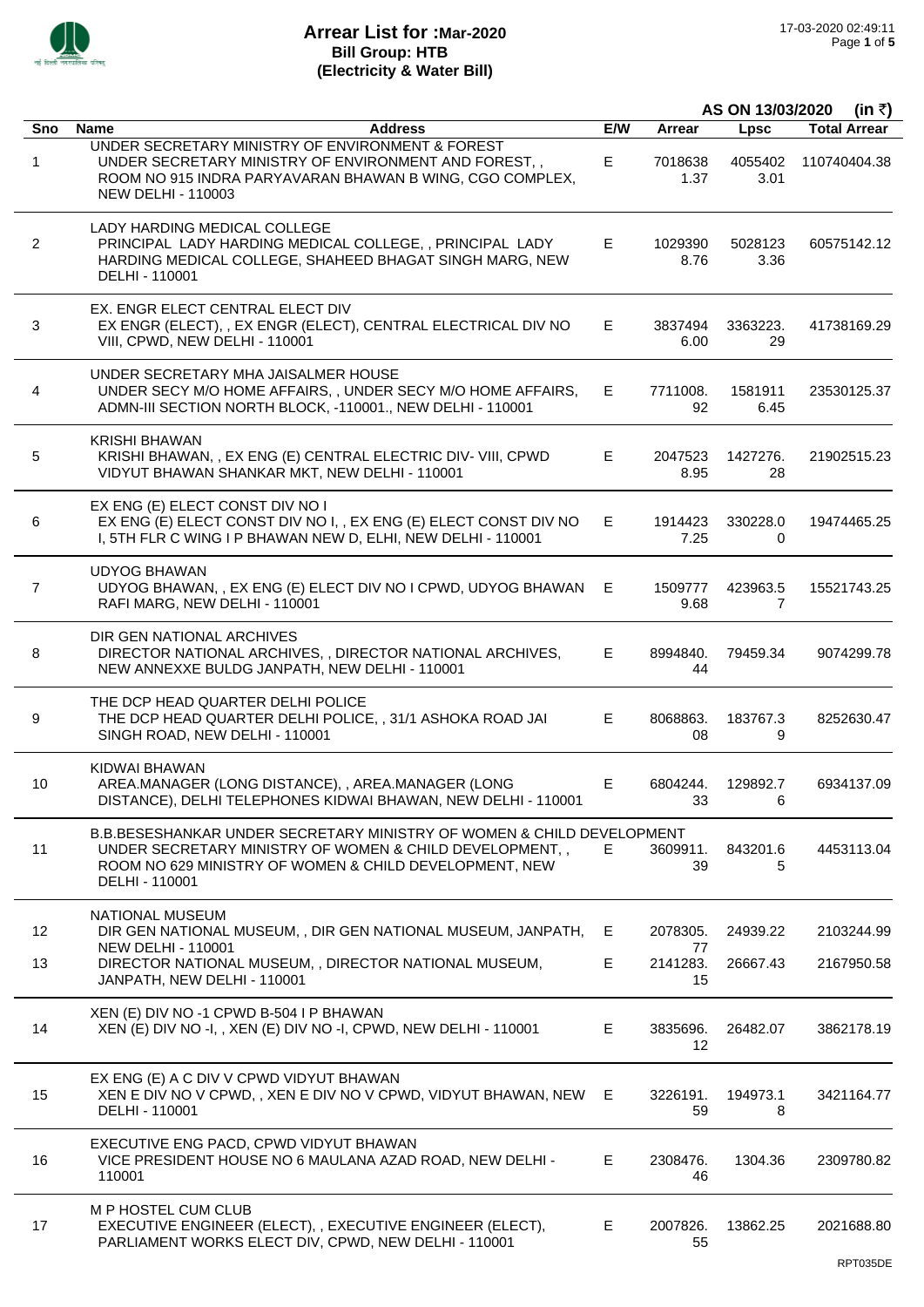# Arrear List for :Mar-2020
## Bill Group: HTB
## (Electricity & Water Bill)

**AS ON 13/03/2020 (in ₹)**

| Sno | Name / Address | E/W | Arrear | Lpsc | Total Arrear |
|---|---|---|---|---|---|
| 1 | UNDER SECRETARY MINISTRY OF ENVIRONMENT & FOREST<br>UNDER SECRETARY MINISTRY OF ENVIRONMENT AND FOREST, , ROOM NO 915 INDRA PARYAVARAN BHAWAN B WING, CGO COMPLEX, NEW DELHI - 110003 | E | 70186381.37 | 40554023.01 | 110740404.38 |
| 2 | LADY HARDING MEDICAL COLLEGE<br>PRINCIPAL LADY HARDING MEDICAL COLLEGE, , PRINCIPAL LADY HARDING MEDICAL COLLEGE, SHAHEED BHAGAT SINGH MARG, NEW DELHI - 110001 | E | 10293908.76 | 50281233.36 | 60575142.12 |
| 3 | EX. ENGR ELECT CENTRAL ELECT DIV<br>EX ENGR (ELECT), , EX ENGR (ELECT), CENTRAL ELECTRICAL DIV NO VIII, CPWD, NEW DELHI - 110001 | E | 38374946.00 | 3363223.29 | 41738169.29 |
| 4 | UNDER SECRETARY MHA JAISALMER HOUSE<br>UNDER SECY M/O HOME AFFAIRS, , UNDER SECY M/O HOME AFFAIRS, ADMN-III SECTION NORTH BLOCK, -110001., NEW DELHI - 110001 | E | 7711008.92 | 15819116.45 | 23530125.37 |
| 5 | KRISHI BHAWAN<br>KRISHI BHAWAN, , EX ENG (E) CENTRAL ELECTRIC DIV- VIII, CPWD VIDYUT BHAWAN SHANKAR MKT, NEW DELHI - 110001 | E | 20475238.95 | 1427276.28 | 21902515.23 |
| 6 | EX ENG (E) ELECT CONST DIV NO I<br>EX ENG (E) ELECT CONST DIV NO I, , EX ENG (E) ELECT CONST DIV NO I, 5TH FLR C WING I P BHAWAN NEW D, ELHI, NEW DELHI - 110001 | E | 19144237.25 | 330228.00 | 19474465.25 |
| 7 | UDYOG BHAWAN<br>UDYOG BHAWAN, , EX ENG (E) ELECT DIV NO I CPWD, UDYOG BHAWAN RAFI MARG, NEW DELHI - 110001 | E | 15097779.68 | 423963.57 | 15521743.25 |
| 8 | DIR GEN NATIONAL ARCHIVES<br>DIRECTOR NATIONAL ARCHIVES, , DIRECTOR NATIONAL ARCHIVES, NEW ANNEXXE BULDG JANPATH, NEW DELHI - 110001 | E | 8994840.44 | 79459.34 | 9074299.78 |
| 9 | THE DCP HEAD QUARTER DELHI POLICE<br>THE DCP HEAD QUARTER DELHI POLICE, , 31/1 ASHOKA ROAD JAI SINGH ROAD, NEW DELHI - 110001 | E | 8068863.08 | 183767.39 | 8252630.47 |
| 10 | KIDWAI BHAWAN<br>AREA.MANAGER (LONG DISTANCE), , AREA.MANAGER (LONG DISTANCE), DELHI TELEPHONES KIDWAI BHAWAN, NEW DELHI - 110001 | E | 6804244.33 | 129892.76 | 6934137.09 |
| 11 | B.B.BESESHANKAR UNDER SECRETARY MINISTRY OF WOMEN & CHILD DEVELOPMENT<br>UNDER SECRETARY MINISTRY OF WOMEN & CHILD DEVELOPMENT, , ROOM NO 629 MINISTRY OF WOMEN & CHILD DEVELOPMENT, NEW DELHI - 110001 | E | 3609911.39 | 843201.65 | 4453113.04 |
| 12 | NATIONAL MUSEUM<br>DIR GEN NATIONAL MUSEUM, , DIR GEN NATIONAL MUSEUM, JANPATH, NEW DELHI - 110001 | E | 2078305.77 | 24939.22 | 2103244.99 |
| 13 | DIRECTOR NATIONAL MUSEUM, , DIRECTOR NATIONAL MUSEUM, JANPATH, NEW DELHI - 110001 | E | 2141283.15 | 26667.43 | 2167950.58 |
| 14 | XEN (E) DIV NO -1 CPWD B-504 I P BHAWAN<br>XEN (E) DIV NO -I, , XEN (E) DIV NO -I, CPWD, NEW DELHI - 110001 | E | 3835696.12 | 26482.07 | 3862178.19 |
| 15 | EX ENG (E) A C DIV V CPWD VIDYUT BHAWAN<br>XEN E DIV NO V CPWD, , XEN E DIV NO V CPWD, VIDYUT BHAWAN, NEW DELHI - 110001 | E | 3226191.59 | 194973.18 | 3421164.77 |
| 16 | EXECUTIVE ENG PACD, CPWD VIDYUT BHAWAN<br>VICE PRESIDENT HOUSE NO 6 MAULANA AZAD ROAD, NEW DELHI - 110001 | E | 2308476.46 | 1304.36 | 2309780.82 |
| 17 | M P HOSTEL CUM CLUB<br>EXECUTIVE ENGINEER (ELECT), , EXECUTIVE ENGINEER (ELECT), PARLIAMENT WORKS ELECT DIV, CPWD, NEW DELHI - 110001 | E | 2007826.55 | 13862.25 | 2021688.80 |

RPT035DE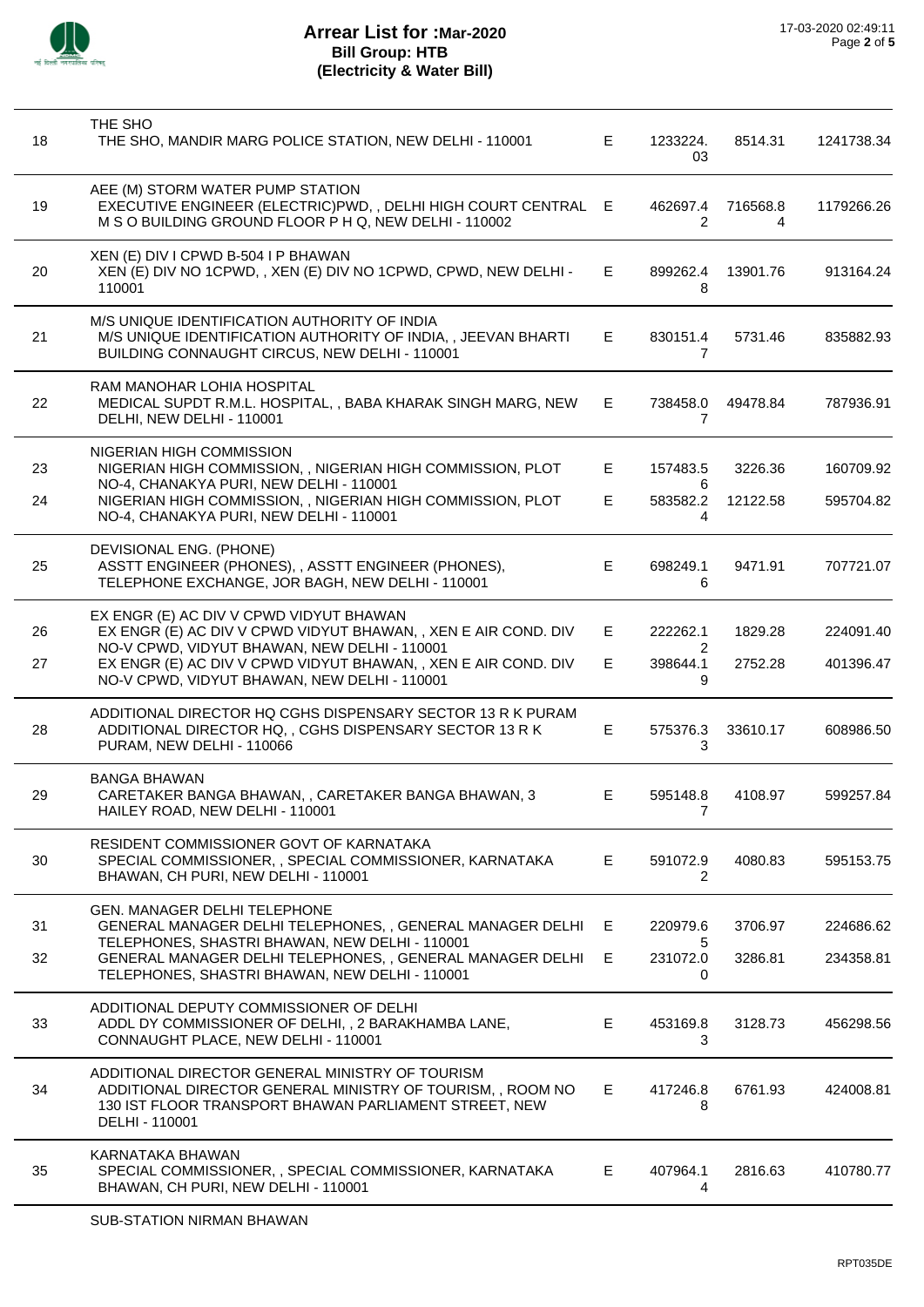# Arrear List for :Mar-2020
**Bill Group: HTB**
**(Electricity & Water Bill)**

17-03-2020 02:49:11

| | | | | | |
|---|---|---|---|---|---|
| | **THE SHO** | | | | |
| 18 | THE SHO, MANDIR MARG POLICE STATION, NEW DELHI - 110001 | E | 1233224.03 | 8514.31 | 1241738.34 |
| | **AEE (M) STORM WATER PUMP STATION** | | | | |
| 19 | EXECUTIVE ENGINEER (ELECTRIC)PWD, , DELHI HIGH COURT CENTRAL M S O BUILDING GROUND FLOOR P H Q, NEW DELHI - 110002 | E | 462697.42 | 716568.84 | 1179266.26 |
| | **XEN (E) DIV I CPWD B-504 I P BHAWAN** | | | | |
| 20 | XEN (E) DIV NO 1CPWD, , XEN (E) DIV NO 1CPWD, CPWD, NEW DELHI - 110001 | E | 899262.48 | 13901.76 | 913164.24 |
| | **M/S UNIQUE IDENTIFICATION AUTHORITY OF INDIA** | | | | |
| 21 | M/S UNIQUE IDENTIFICATION AUTHORITY OF INDIA, , JEEVAN BHARTI BUILDING CONNAUGHT CIRCUS, NEW DELHI - 110001 | E | 830151.47 | 5731.46 | 835882.93 |
| | **RAM MANOHAR LOHIA HOSPITAL** | | | | |
| 22 | MEDICAL SUPDT R.M.L. HOSPITAL, , BABA KHARAK SINGH MARG, NEW DELHI, NEW DELHI - 110001 | E | 738458.07 | 49478.84 | 787936.91 |
| | **NIGERIAN HIGH COMMISSION** | | | | |
| 23 | NIGERIAN HIGH COMMISSION, , NIGERIAN HIGH COMMISSION, PLOT NO-4, CHANAKYA PURI, NEW DELHI - 110001 | E | 157483.56 | 3226.36 | 160709.92 |
| 24 | NIGERIAN HIGH COMMISSION, , NIGERIAN HIGH COMMISSION, PLOT NO-4, CHANAKYA PURI, NEW DELHI - 110001 | E | 583582.24 | 12122.58 | 595704.82 |
| | **DEVISIONAL ENG. (PHONE)** | | | | |
| 25 | ASSTT ENGINEER (PHONES), , ASSTT ENGINEER (PHONES), TELEPHONE EXCHANGE, JOR BAGH, NEW DELHI - 110001 | E | 698249.16 | 9471.91 | 707721.07 |
| | **EX ENGR (E) AC DIV V CPWD VIDYUT BHAWAN** | | | | |
| 26 | EX ENGR (E) AC DIV V CPWD VIDYUT BHAWAN, , XEN E AIR COND. DIV NO-V CPWD, VIDYUT BHAWAN, NEW DELHI - 110001 | E | 222262.12 | 1829.28 | 224091.40 |
| 27 | EX ENGR (E) AC DIV V CPWD VIDYUT BHAWAN, , XEN E AIR COND. DIV NO-V CPWD, VIDYUT BHAWAN, NEW DELHI - 110001 | E | 398644.19 | 2752.28 | 401396.47 |
| | **ADDITIONAL DIRECTOR HQ CGHS DISPENSARY SECTOR 13 R K PURAM** | | | | |
| 28 | ADDITIONAL DIRECTOR HQ, , CGHS DISPENSARY SECTOR 13 R K PURAM, NEW DELHI - 110066 | E | 575376.33 | 33610.17 | 608986.50 |
| | **BANGA BHAWAN** | | | | |
| 29 | CARETAKER BANGA BHAWAN, , CARETAKER BANGA BHAWAN, 3 HAILEY ROAD, NEW DELHI - 110001 | E | 595148.87 | 4108.97 | 599257.84 |
| | **RESIDENT COMMISSIONER GOVT OF KARNATAKA** | | | | |
| 30 | SPECIAL COMMISSIONER, , SPECIAL COMMISSIONER, KARNATAKA BHAWAN, CH PURI, NEW DELHI - 110001 | E | 591072.92 | 4080.83 | 595153.75 |
| | **GEN. MANAGER DELHI TELEPHONE** | | | | |
| 31 | GENERAL MANAGER DELHI TELEPHONES, , GENERAL MANAGER DELHI TELEPHONES, SHASTRI BHAWAN, NEW DELHI - 110001 | E | 220979.65 | 3706.97 | 224686.62 |
| 32 | GENERAL MANAGER DELHI TELEPHONES, , GENERAL MANAGER DELHI TELEPHONES, SHASTRI BHAWAN, NEW DELHI - 110001 | E | 231072.00 | 3286.81 | 234358.81 |
| | **ADDITIONAL DEPUTY COMMISSIONER OF DELHI** | | | | |
| 33 | ADDL DY COMMISSIONER OF DELHI, , 2 BARAKHAMBA LANE, CONNAUGHT PLACE, NEW DELHI - 110001 | E | 453169.83 | 3128.73 | 456298.56 |
| | **ADDITIONAL DIRECTOR GENERAL MINISTRY OF TOURISM** | | | | |
| 34 | ADDITIONAL DIRECTOR GENERAL MINISTRY OF TOURISM, , ROOM NO 130 IST FLOOR TRANSPORT BHAWAN PARLIAMENT STREET, NEW DELHI - 110001 | E | 417246.88 | 6761.93 | 424008.81 |
| | **KARNATAKA BHAWAN** | | | | |
| 35 | SPECIAL COMMISSIONER, , SPECIAL COMMISSIONER, KARNATAKA BHAWAN, CH PURI, NEW DELHI - 110001 | E | 407964.14 | 2816.63 | 410780.77 |

SUB-STATION NIRMAN BHAWAN

RPT035DE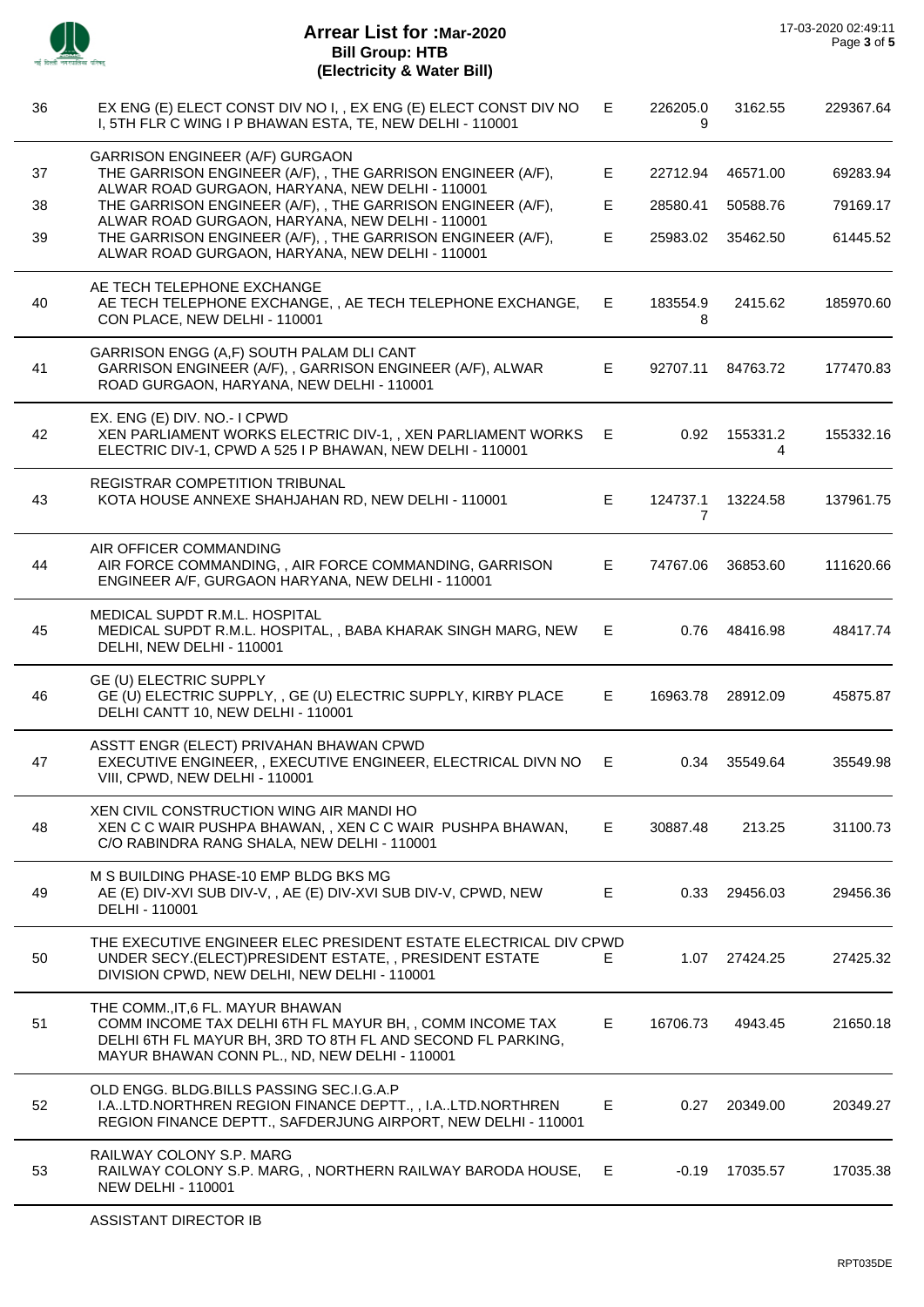# Arrear List for :Mar-2020

**Bill Group: HTB**

**(Electricity & Water Bill)**

17-03-2020 02:49:11

| No. | Name / Address | Type | Amount 1 | Amount 2 | Total |
|---|---|---|---|---|---|
| 36 | EX ENG (E) ELECT CONST DIV NO I, , EX ENG (E) ELECT CONST DIV NO I, 5TH FLR C WING I P BHAWAN ESTA, TE, NEW DELHI - 110001 | E | 226205.09 | 3162.55 | 229367.64 |
| | GARRISON ENGINEER (A/F) GURGAON | | | | |
| 37 | THE GARRISON ENGINEER (A/F), , THE GARRISON ENGINEER (A/F), ALWAR ROAD GURGAON, HARYANA, NEW DELHI - 110001 | E | 22712.94 | 46571.00 | 69283.94 |
| 38 | THE GARRISON ENGINEER (A/F), , THE GARRISON ENGINEER (A/F), ALWAR ROAD GURGAON, HARYANA, NEW DELHI - 110001 | E | 28580.41 | 50588.76 | 79169.17 |
| 39 | THE GARRISON ENGINEER (A/F), , THE GARRISON ENGINEER (A/F), ALWAR ROAD GURGAON, HARYANA, NEW DELHI - 110001 | E | 25983.02 | 35462.50 | 61445.52 |
| | AE TECH TELEPHONE EXCHANGE | | | | |
| 40 | AE TECH TELEPHONE EXCHANGE, , AE TECH TELEPHONE EXCHANGE, CON PLACE, NEW DELHI - 110001 | E | 183554.98 | 2415.62 | 185970.60 |
| | GARRISON ENGG (A,F) SOUTH PALAM DLI CANT | | | | |
| 41 | GARRISON ENGINEER (A/F), , GARRISON ENGINEER (A/F), ALWAR ROAD GURGAON, HARYANA, NEW DELHI - 110001 | E | 92707.11 | 84763.72 | 177470.83 |
| | EX. ENG (E) DIV. NO.- I CPWD | | | | |
| 42 | XEN PARLIAMENT WORKS ELECTRIC DIV-1, , XEN PARLIAMENT WORKS ELECTRIC DIV-1, CPWD A 525 I P BHAWAN, NEW DELHI - 110001 | E | 0.92 | 155331.24 | 155332.16 |
| | REGISTRAR COMPETITION TRIBUNAL | | | | |
| 43 | KOTA HOUSE ANNEXE SHAHJAHAN RD, NEW DELHI - 110001 | E | 124737.17 | 13224.58 | 137961.75 |
| | AIR OFFICER COMMANDING | | | | |
| 44 | AIR FORCE COMMANDING, , AIR FORCE COMMANDING, GARRISON ENGINEER A/F, GURGAON HARYANA, NEW DELHI - 110001 | E | 74767.06 | 36853.60 | 111620.66 |
| | MEDICAL SUPDT R.M.L. HOSPITAL | | | | |
| 45 | MEDICAL SUPDT R.M.L. HOSPITAL, , BABA KHARAK SINGH MARG, NEW DELHI, NEW DELHI - 110001 | E | 0.76 | 48416.98 | 48417.74 |
| | GE (U) ELECTRIC SUPPLY | | | | |
| 46 | GE (U) ELECTRIC SUPPLY, , GE (U) ELECTRIC SUPPLY, KIRBY PLACE DELHI CANTT 10, NEW DELHI - 110001 | E | 16963.78 | 28912.09 | 45875.87 |
| | ASSTT ENGR (ELECT) PRIVAHAN BHAWAN CPWD | | | | |
| 47 | EXECUTIVE ENGINEER, , EXECUTIVE ENGINEER, ELECTRICAL DIVN NO VIII, CPWD, NEW DELHI - 110001 | E | 0.34 | 35549.64 | 35549.98 |
| | XEN CIVIL CONSTRUCTION WING AIR MANDI HO | | | | |
| 48 | XEN C C WAIR PUSHPA BHAWAN, , XEN C C WAIR PUSHPA BHAWAN, C/O RABINDRA RANG SHALA, NEW DELHI - 110001 | E | 30887.48 | 213.25 | 31100.73 |
| | M S BUILDING PHASE-10 EMP BLDG BKS MG | | | | |
| 49 | AE (E) DIV-XVI SUB DIV-V, , AE (E) DIV-XVI SUB DIV-V, CPWD, NEW DELHI - 110001 | E | 0.33 | 29456.03 | 29456.36 |
| | THE EXECUTIVE ENGINEER ELEC PRESIDENT ESTATE ELECTRICAL DIV CPWD | | | | |
| 50 | UNDER SECY.(ELECT)PRESIDENT ESTATE, , PRESIDENT ESTATE DIVISION CPWD, NEW DELHI, NEW DELHI - 110001 | E | 1.07 | 27424.25 | 27425.32 |
| | THE COMM.,IT,6 FL. MAYUR BHAWAN | | | | |
| 51 | COMM INCOME TAX DELHI 6TH FL MAYUR BH, , COMM INCOME TAX DELHI 6TH FL MAYUR BH, 3RD TO 8TH FL AND SECOND FL PARKING, MAYUR BHAWAN CONN PL., ND, NEW DELHI - 110001 | E | 16706.73 | 4943.45 | 21650.18 |
| | OLD ENGG. BLDG.BILLS PASSING SEC.I.G.A.P | | | | |
| 52 | I.A..LTD.NORTHREN REGION FINANCE DEPTT., , I.A..LTD.NORTHREN REGION FINANCE DEPTT., SAFDERJUNG AIRPORT, NEW DELHI - 110001 | E | 0.27 | 20349.00 | 20349.27 |
| | RAILWAY COLONY S.P. MARG | | | | |
| 53 | RAILWAY COLONY S.P. MARG, , NORTHERN RAILWAY BARODA HOUSE, NEW DELHI - 110001 | E | -0.19 | 17035.57 | 17035.38 |
| | ASSISTANT DIRECTOR IB | | | | |

RPT035DE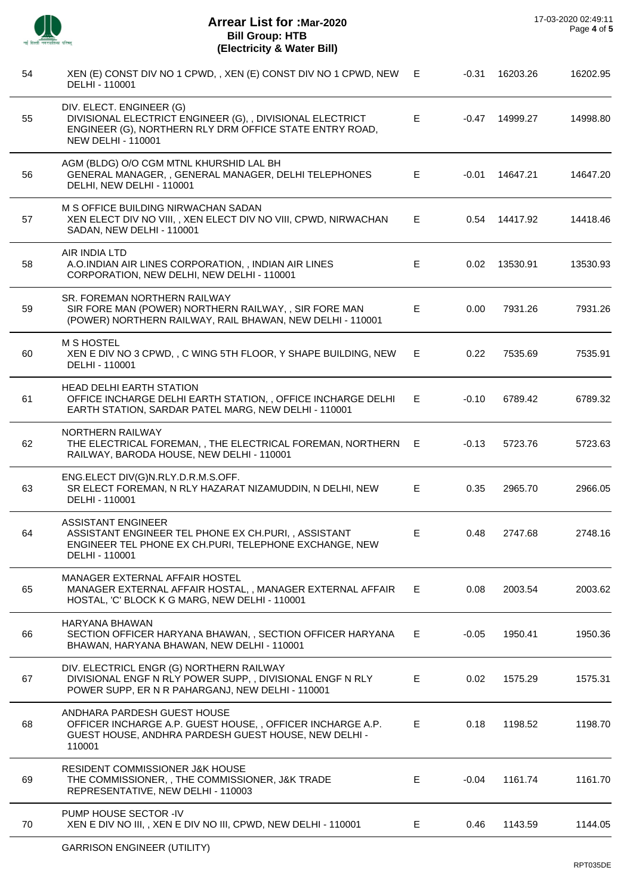# Arrear List for :Mar-2020
**Bill Group: HTB**
**(Electricity & Water Bill)**

17-03-2020 02:49:11

| | | | | | |
|---|---|---|---|---|---|
| 54 | XEN (E) CONST DIV NO 1 CPWD, , XEN (E) CONST DIV NO 1 CPWD, NEW DELHI - 110001 | E | -0.31 | 16203.26 | 16202.95 |
| 55 | DIV. ELECT. ENGINEER (G)<br>DIVISIONAL ELECTRICT ENGINEER (G), , DIVISIONAL ELECTRICT ENGINEER (G), NORTHERN RLY DRM OFFICE STATE ENTRY ROAD, NEW DELHI - 110001 | E | -0.47 | 14999.27 | 14998.80 |
| 56 | AGM (BLDG) O/O CGM MTNL KHURSHID LAL BH<br>GENERAL MANAGER, , GENERAL MANAGER, DELHI TELEPHONES DELHI, NEW DELHI - 110001 | E | -0.01 | 14647.21 | 14647.20 |
| 57 | M S OFFICE BUILDING NIRWACHAN SADAN<br>XEN ELECT DIV NO VIII, , XEN ELECT DIV NO VIII, CPWD, NIRWACHAN SADAN, NEW DELHI - 110001 | E | 0.54 | 14417.92 | 14418.46 |
| 58 | AIR INDIA LTD<br>A.O.INDIAN AIR LINES CORPORATION, , INDIAN AIR LINES CORPORATION, NEW DELHI, NEW DELHI - 110001 | E | 0.02 | 13530.91 | 13530.93 |
| 59 | SR. FOREMAN NORTHERN RAILWAY<br>SIR FORE MAN (POWER) NORTHERN RAILWAY, , SIR FORE MAN (POWER) NORTHERN RAILWAY, RAIL BHAWAN, NEW DELHI - 110001 | E | 0.00 | 7931.26 | 7931.26 |
| 60 | M S HOSTEL<br>XEN E DIV NO 3 CPWD, , C WING 5TH FLOOR, Y SHAPE BUILDING, NEW DELHI - 110001 | E | 0.22 | 7535.69 | 7535.91 |
| 61 | HEAD DELHI EARTH STATION<br>OFFICE INCHARGE DELHI EARTH STATION, , OFFICE INCHARGE DELHI EARTH STATION, SARDAR PATEL MARG, NEW DELHI - 110001 | E | -0.10 | 6789.42 | 6789.32 |
| 62 | NORTHERN RAILWAY<br>THE ELECTRICAL FOREMAN, , THE ELECTRICAL FOREMAN, NORTHERN RAILWAY, BARODA HOUSE, NEW DELHI - 110001 | E | -0.13 | 5723.76 | 5723.63 |
| 63 | ENG.ELECT DIV(G)N.RLY.D.R.M.S.OFF.<br>SR ELECT FOREMAN, N RLY HAZARAT NIZAMUDDIN, N DELHI, NEW DELHI - 110001 | E | 0.35 | 2965.70 | 2966.05 |
| 64 | ASSISTANT ENGINEER<br>ASSISTANT ENGINEER TEL PHONE EX CH.PURI, , ASSISTANT ENGINEER TEL PHONE EX CH.PURI, TELEPHONE EXCHANGE, NEW DELHI - 110001 | E | 0.48 | 2747.68 | 2748.16 |
| 65 | MANAGER EXTERNAL AFFAIR HOSTEL<br>MANAGER EXTERNAL AFFAIR HOSTAL, , MANAGER EXTERNAL AFFAIR HOSTAL, 'C' BLOCK K G MARG, NEW DELHI - 110001 | E | 0.08 | 2003.54 | 2003.62 |
| 66 | HARYANA BHAWAN<br>SECTION OFFICER HARYANA BHAWAN, , SECTION OFFICER HARYANA BHAWAN, HARYANA BHAWAN, NEW DELHI - 110001 | E | -0.05 | 1950.41 | 1950.36 |
| 67 | DIV. ELECTRICL ENGR (G) NORTHERN RAILWAY<br>DIVISIONAL ENGF N RLY POWER SUPP, , DIVISIONAL ENGF N RLY POWER SUPP, ER N R PAHARGANJ, NEW DELHI - 110001 | E | 0.02 | 1575.29 | 1575.31 |
| 68 | ANDHARA PARDESH GUEST HOUSE<br>OFFICER INCHARGE A.P. GUEST HOUSE, , OFFICER INCHARGE A.P. GUEST HOUSE, ANDHRA PARDESH GUEST HOUSE, NEW DELHI - 110001 | E | 0.18 | 1198.52 | 1198.70 |
| 69 | RESIDENT COMMISSIONER J&K HOUSE<br>THE COMMISSIONER, , THE COMMISSIONER, J&K TRADE REPRESENTATIVE, NEW DELHI - 110003 | E | -0.04 | 1161.74 | 1161.70 |
| 70 | PUMP HOUSE SECTOR -IV<br>XEN E DIV NO III, , XEN E DIV NO III, CPWD, NEW DELHI - 110001 | E | 0.46 | 1143.59 | 1144.05 |

GARRISON ENGINEER (UTILITY)

RPT035DE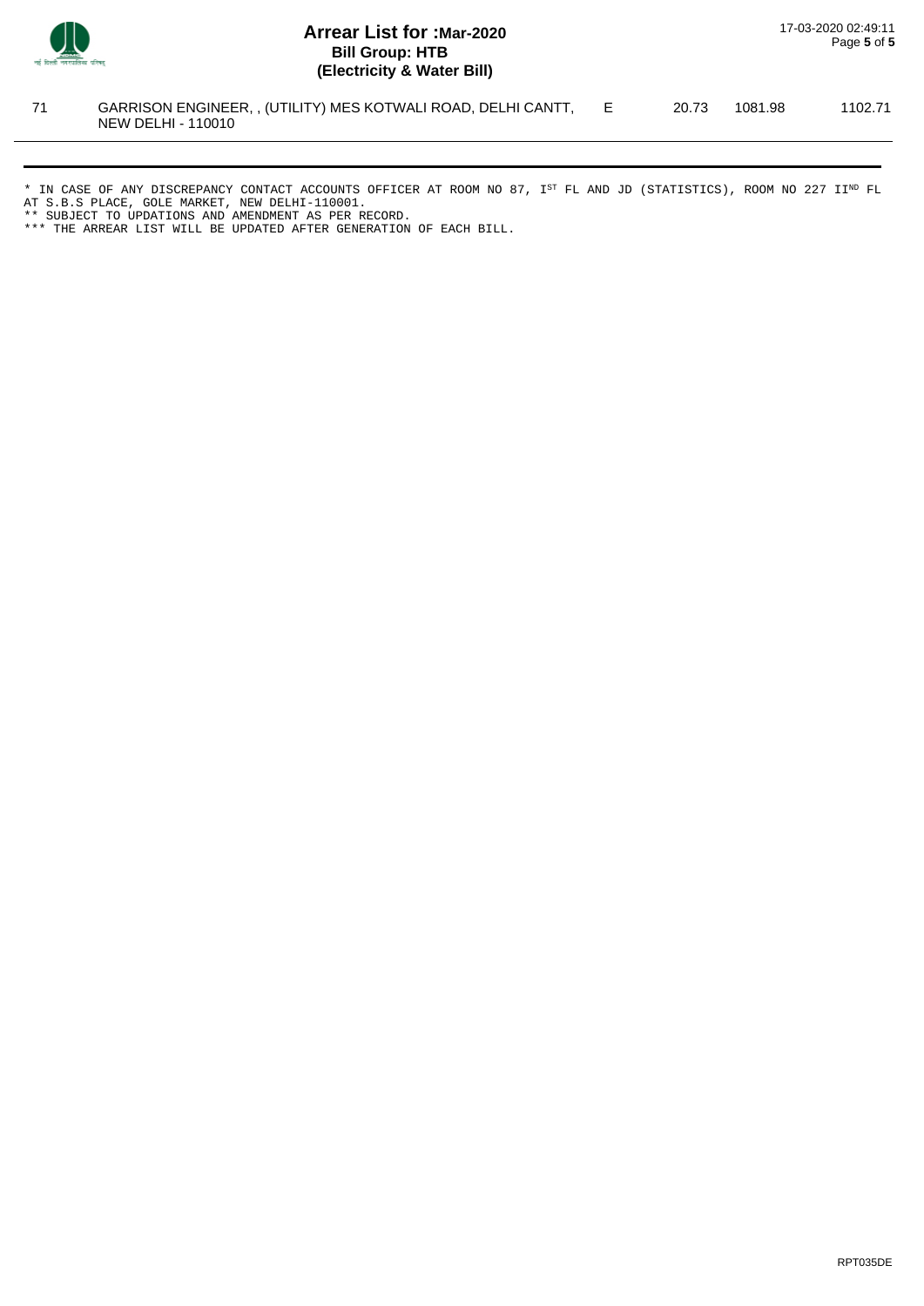# Arrear List for :Mar-2020

**Bill Group: HTB**

**(Electricity & Water Bill)**

17-03-2020 02:49:11

| | | | | | |
|---|---|---|---|---|---|
| 71 | GARRISON ENGINEER, , (UTILITY) MES KOTWALI ROAD, DELHI CANTT, NEW DELHI - 110010 | E | 20.73 | 1081.98 | 1102.71 |

\* IN CASE OF ANY DISCREPANCY CONTACT ACCOUNTS OFFICER AT ROOM NO 87, I[ST] FL AND JD (STATISTICS), ROOM NO 227 II[ND] FL AT S.B.S PLACE, GOLE MARKET, NEW DELHI-110001.

** SUBJECT TO UPDATIONS AND AMENDMENT AS PER RECORD.

*** THE ARREAR LIST WILL BE UPDATED AFTER GENERATION OF EACH BILL.

RPT035DE